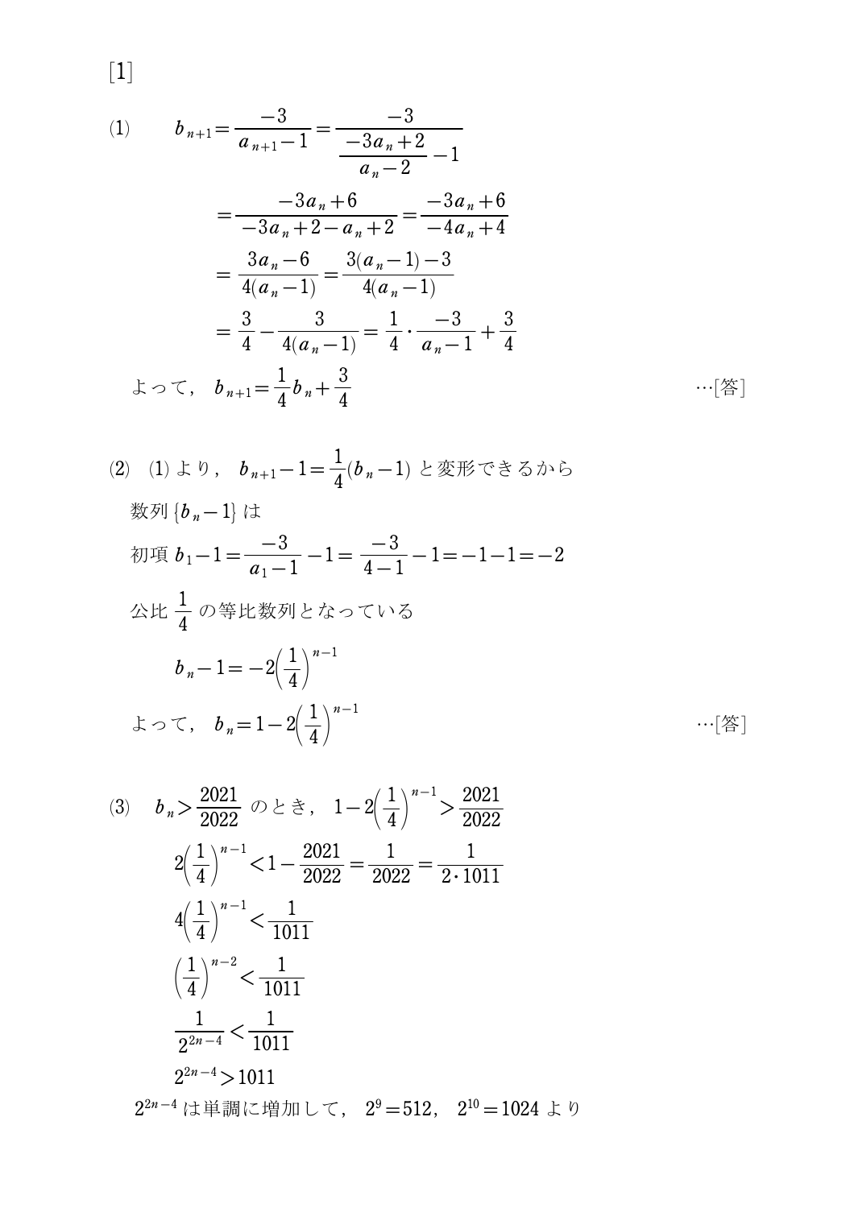[1]

(1)

$$b_{n+1}=\frac{-3}{a_{n+1}-1}=\frac{-3}{\dfrac{-3a_n+2}{a_n-2}-1}$$

$$=\frac{-3a_n+6}{-3a_n+2-a_n+2}=\frac{-3a_n+6}{-4a_n+4}$$

$$=\frac{3a_n-6}{4(a_n-1)}=\frac{3(a_n-1)-3}{4(a_n-1)}$$

$$=\frac{3}{4}-\frac{3}{4(a_n-1)}=\frac{1}{4}\cdot\frac{-3}{a_n-1}+\frac{3}{4}$$

よって，$b_{n+1}=\dfrac{1}{4}b_n+\dfrac{3}{4}$ …[答]

(2) (1) より，$b_{n+1}-1=\dfrac{1}{4}(b_n-1)$ と変形できるから

数列 $\{b_n-1\}$ は

初項 $b_1-1=\dfrac{-3}{a_1-1}-1=\dfrac{-3}{4-1}-1=-1-1=-2$

公比 $\dfrac{1}{4}$ の等比数列となっている

$$b_n-1=-2\left(\frac{1}{4}\right)^{n-1}$$

よって，$b_n=1-2\left(\dfrac{1}{4}\right)^{n-1}$ …[答]

(3) $b_n>\dfrac{2021}{2022}$ のとき，$1-2\left(\dfrac{1}{4}\right)^{n-1}>\dfrac{2021}{2022}$

$$2\left(\frac{1}{4}\right)^{n-1}<1-\frac{2021}{2022}=\frac{1}{2022}=\frac{1}{2\cdot 1011}$$

$$4\left(\frac{1}{4}\right)^{n-1}<\frac{1}{1011}$$

$$\left(\frac{1}{4}\right)^{n-2}<\frac{1}{1011}$$

$$\frac{1}{2^{2n-4}}<\frac{1}{1011}$$

$$2^{2n-4}>1011$$

$2^{2n-4}$ は単調に増加して，$2^9=512$，$2^{10}=1024$ より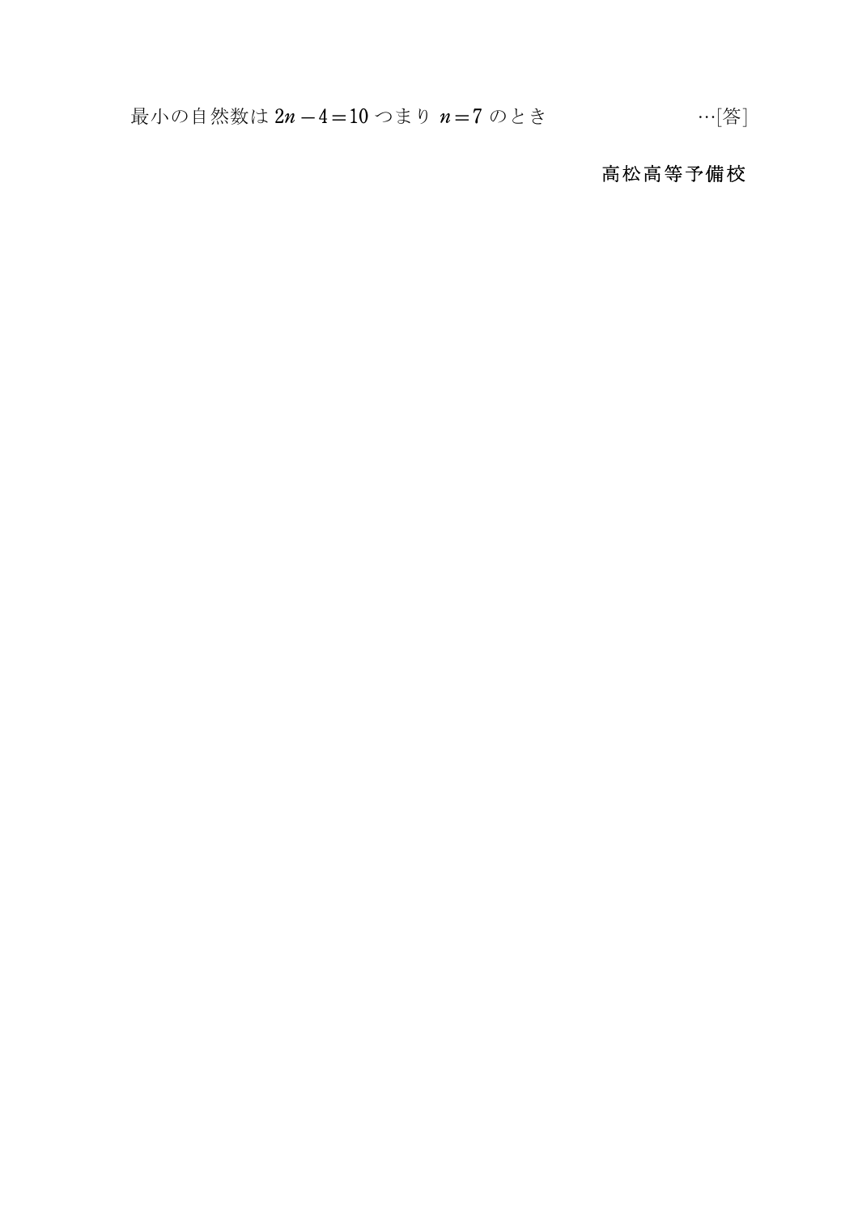最小の自然数は $2n-4=10$ つまり $n=7$ のとき　　　　　　…[答]

**高松高等予備校**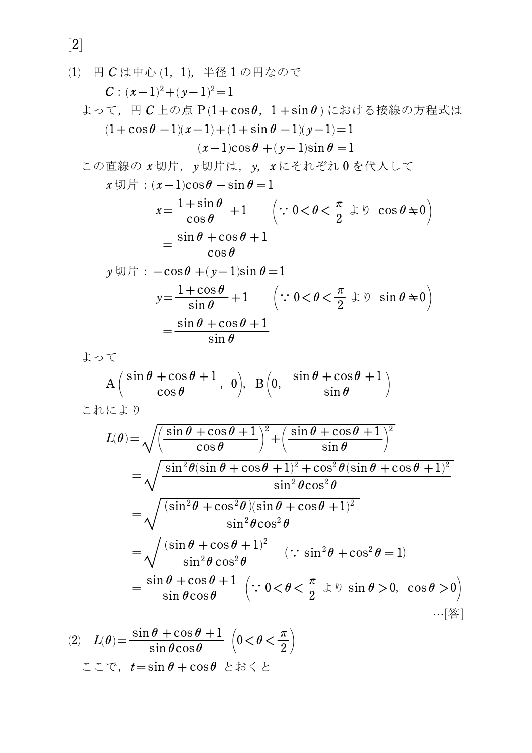[2]

(1)　円 $C$ は中心 $(1,\ 1)$，半径 1 の円なので

$$C : (x-1)^2+(y-1)^2=1$$

よって，円 $C$ 上の点 $\mathrm{P}(1+\cos\theta,\ 1+\sin\theta)$ における接線の方程式は

$$(1+\cos\theta-1)(x-1)+(1+\sin\theta-1)(y-1)=1$$

$$(x-1)\cos\theta+(y-1)\sin\theta=1$$

この直線の $x$ 切片，$y$ 切片は，$y$，$x$ にそれぞれ 0 を代入して

$x$ 切片：$(x-1)\cos\theta-\sin\theta=1$

$$x=\frac{1+\sin\theta}{\cos\theta}+1 \quad \left(\because\ 0<\theta<\frac{\pi}{2} \text{ より } \cos\theta\neq 0\right)$$

$$=\frac{\sin\theta+\cos\theta+1}{\cos\theta}$$

$y$ 切片：$-\cos\theta+(y-1)\sin\theta=1$

$$y=\frac{1+\cos\theta}{\sin\theta}+1 \quad \left(\because\ 0<\theta<\frac{\pi}{2} \text{ より } \sin\theta\neq 0\right)$$

$$=\frac{\sin\theta+\cos\theta+1}{\sin\theta}$$

よって

$$\mathrm{A}\left(\frac{\sin\theta+\cos\theta+1}{\cos\theta},\ 0\right),\ \mathrm{B}\left(0,\ \frac{\sin\theta+\cos\theta+1}{\sin\theta}\right)$$

これにより

$$L(\theta)=\sqrt{\left(\frac{\sin\theta+\cos\theta+1}{\cos\theta}\right)^2+\left(\frac{\sin\theta+\cos\theta+1}{\sin\theta}\right)^2}$$

$$=\sqrt{\frac{\sin^2\theta(\sin\theta+\cos\theta+1)^2+\cos^2\theta(\sin\theta+\cos\theta+1)^2}{\sin^2\theta\cos^2\theta}}$$

$$=\sqrt{\frac{(\sin^2\theta+\cos^2\theta)(\sin\theta+\cos\theta+1)^2}{\sin^2\theta\cos^2\theta}}$$

$$=\sqrt{\frac{(\sin\theta+\cos\theta+1)^2}{\sin^2\theta\cos^2\theta}} \quad (\because\ \sin^2\theta+\cos^2\theta=1)$$

$$=\frac{\sin\theta+\cos\theta+1}{\sin\theta\cos\theta} \quad \left(\because\ 0<\theta<\frac{\pi}{2} \text{ より } \sin\theta>0,\ \cos\theta>0\right)$$

…[答]

(2)　$L(\theta)=\dfrac{\sin\theta+\cos\theta+1}{\sin\theta\cos\theta}$ $\left(0<\theta<\dfrac{\pi}{2}\right)$

ここで，$t=\sin\theta+\cos\theta$ とおくと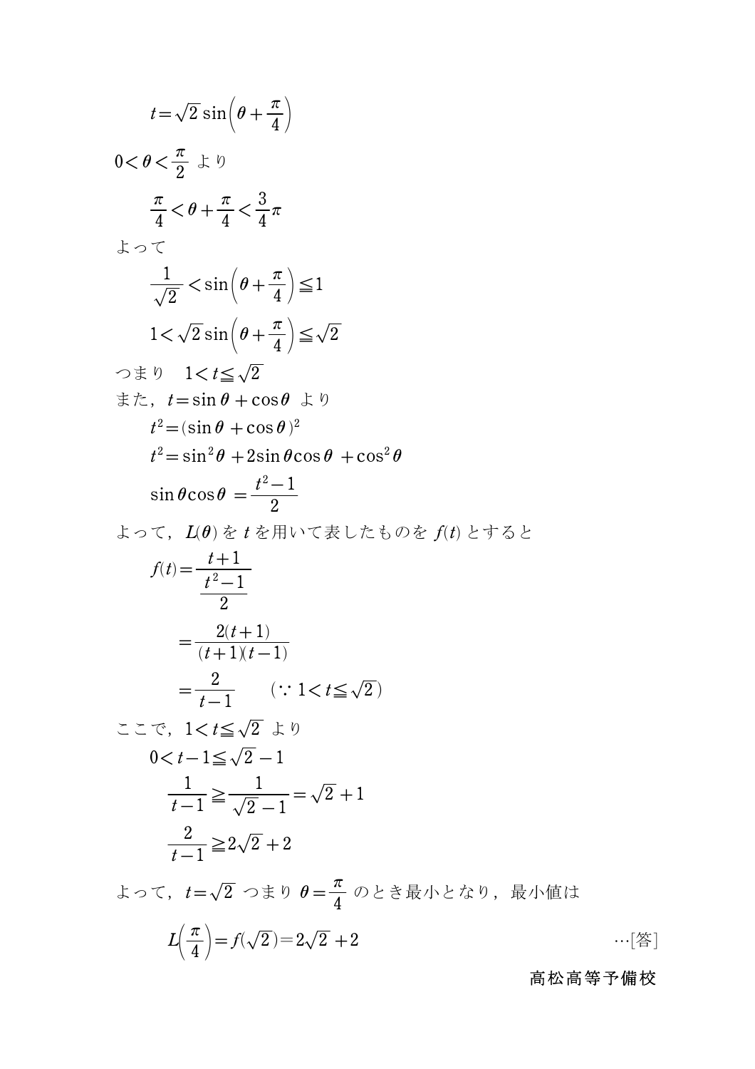$$t=\sqrt{2}\sin\left(\theta+\frac{\pi}{4}\right)$$

$0<\theta<\dfrac{\pi}{2}$ より

$$\frac{\pi}{4}<\theta+\frac{\pi}{4}<\frac{3}{4}\pi$$

よって

$$\frac{1}{\sqrt{2}}<\sin\left(\theta+\frac{\pi}{4}\right)\leqq 1$$

$$1<\sqrt{2}\sin\left(\theta+\frac{\pi}{4}\right)\leqq\sqrt{2}$$

つまり　$1<t\leqq\sqrt{2}$

また，$t=\sin\theta+\cos\theta$ より

$$t^2=(\sin\theta+\cos\theta)^2$$

$$t^2=\sin^2\theta+2\sin\theta\cos\theta+\cos^2\theta$$

$$\sin\theta\cos\theta=\frac{t^2-1}{2}$$

よって，$L(\theta)$ を $t$ を用いて表したものを $f(t)$ とすると

$$f(t)=\frac{t+1}{\dfrac{t^2-1}{2}}$$

$$=\frac{2(t+1)}{(t+1)(t-1)}$$

$$=\frac{2}{t-1}\qquad(\because 1<t\leqq\sqrt{2})$$

ここで，$1<t\leqq\sqrt{2}$ より

$$0<t-1\leqq\sqrt{2}-1$$

$$\frac{1}{t-1}\geqq\frac{1}{\sqrt{2}-1}=\sqrt{2}+1$$

$$\frac{2}{t-1}\geqq 2\sqrt{2}+2$$

よって，$t=\sqrt{2}$ つまり $\theta=\dfrac{\pi}{4}$ のとき最小となり，最小値は

$$L\left(\frac{\pi}{4}\right)=f(\sqrt{2})=2\sqrt{2}+2$$ …[答]

高松高等予備校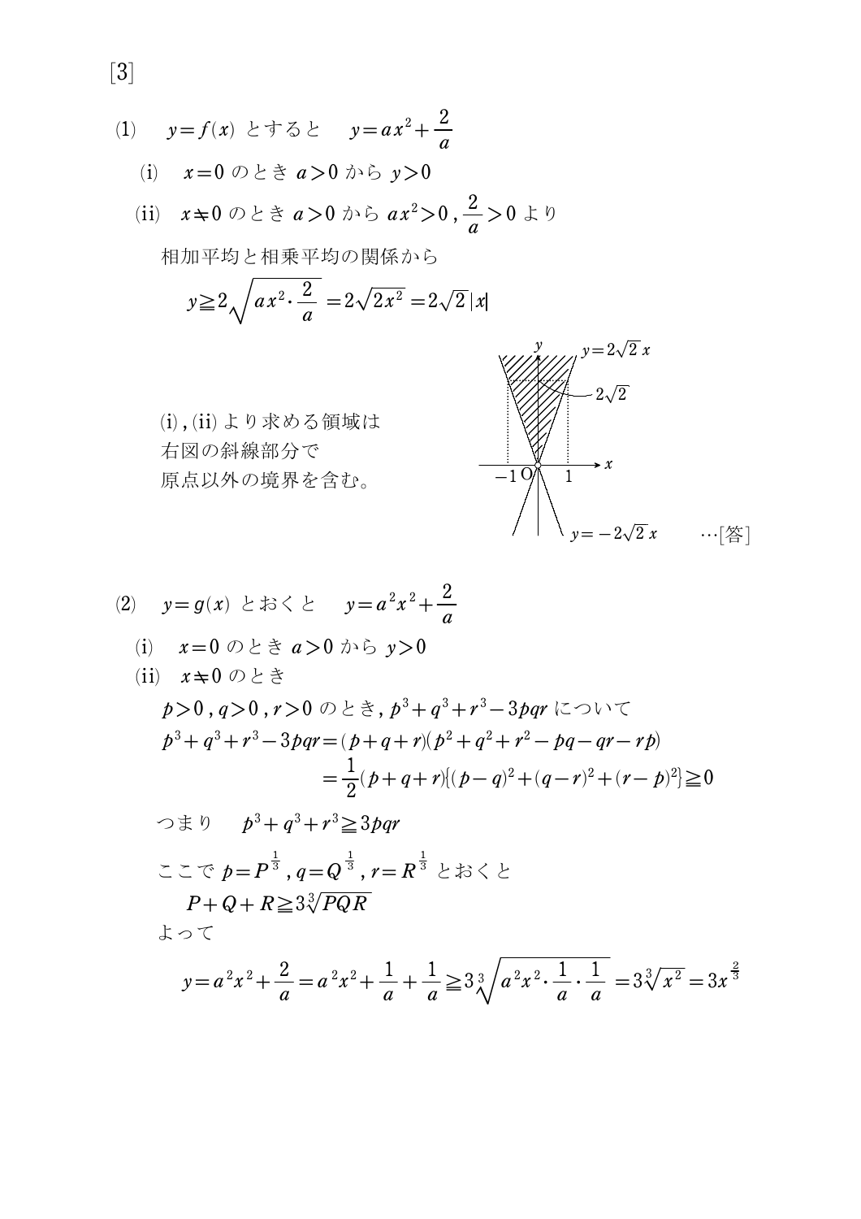[3]

(1)　$y=f(x)$ とすると　$y=ax^2+\dfrac{2}{a}$

(i)　$x=0$ のとき $a>0$ から $y>0$

(ii)　$x \neq 0$ のとき $a>0$ から $ax^2>0$ , $\dfrac{2}{a}>0$ より

相加平均と相乗平均の関係から

$$y \geqq 2\sqrt{ax^2 \cdot \frac{2}{a}} = 2\sqrt{2x^2} = 2\sqrt{2}\,|x|$$

(i) , (ii) より求める領域は
右図の斜線部分で
原点以外の境界を含む。

（図：$y=2\sqrt{2}\,x$，$y=-2\sqrt{2}\,x$，$2\sqrt{2}$，$-1$，O，$1$）

…[答]

(2)　$y=g(x)$ とおくと　$y=a^2x^2+\dfrac{2}{a}$

(i)　$x=0$ のとき $a>0$ から $y>0$

(ii)　$x \neq 0$ のとき

$p>0$ , $q>0$ , $r>0$ のとき, $p^3+q^3+r^3-3pqr$ について

$$p^3+q^3+r^3-3pqr=(p+q+r)(p^2+q^2+r^2-pq-qr-rp)$$
$$=\frac{1}{2}(p+q+r)\{(p-q)^2+(q-r)^2+(r-p)^2\} \geqq 0$$

つまり　$p^3+q^3+r^3 \geqq 3pqr$

ここで $p=P^{\frac{1}{3}}$ , $q=Q^{\frac{1}{3}}$ , $r=R^{\frac{1}{3}}$ とおくと

$$P+Q+R \geqq 3\sqrt[3]{PQR}$$

よって

$$y=a^2x^2+\frac{2}{a}=a^2x^2+\frac{1}{a}+\frac{1}{a} \geqq 3\sqrt[3]{a^2x^2 \cdot \frac{1}{a} \cdot \frac{1}{a}} = 3\sqrt[3]{x^2} = 3x^{\frac{2}{3}}$$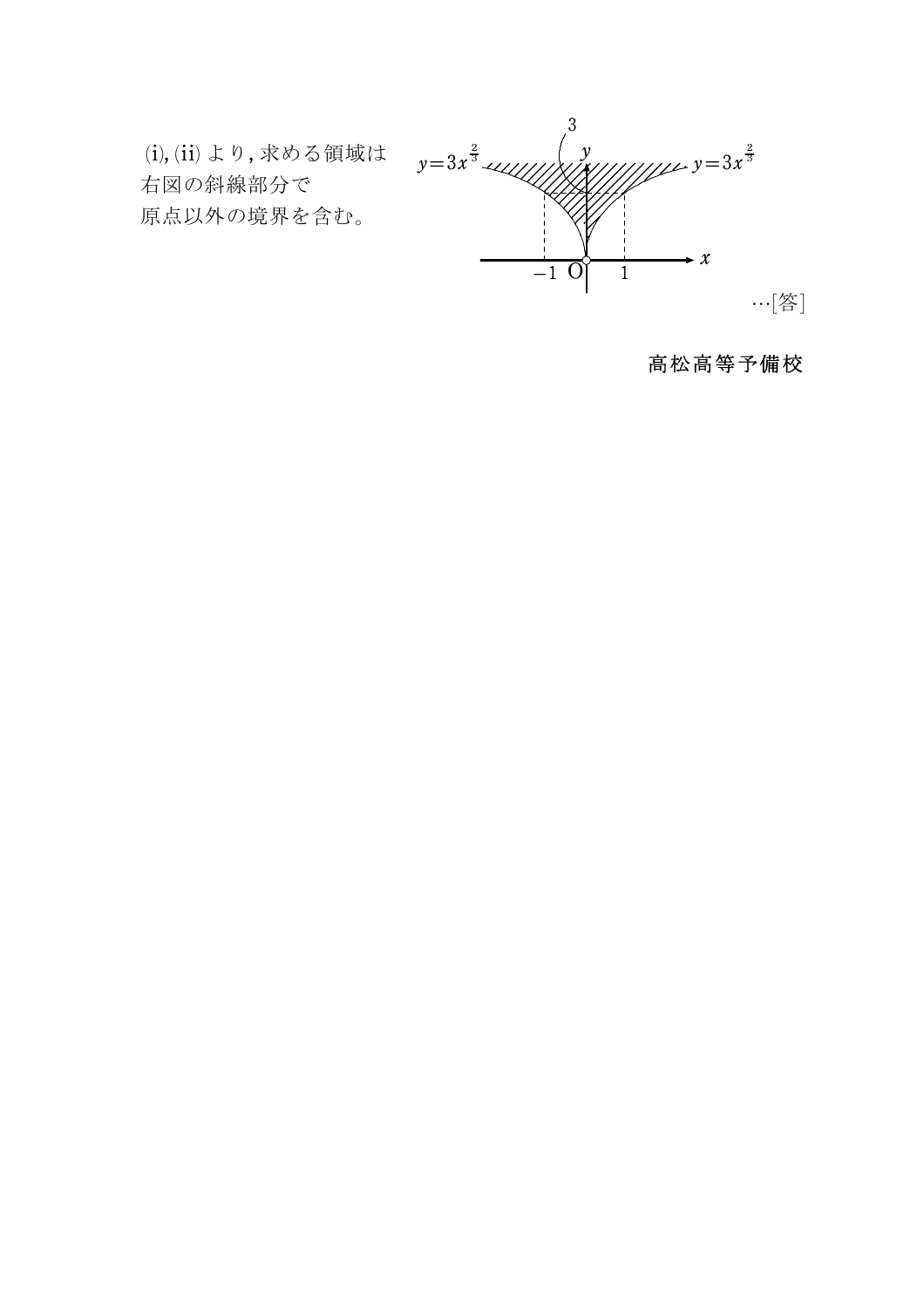(i), (ii) より, 求める領域は
右図の斜線部分で
原点以外の境界を含む。

…[答]

高松高等予備校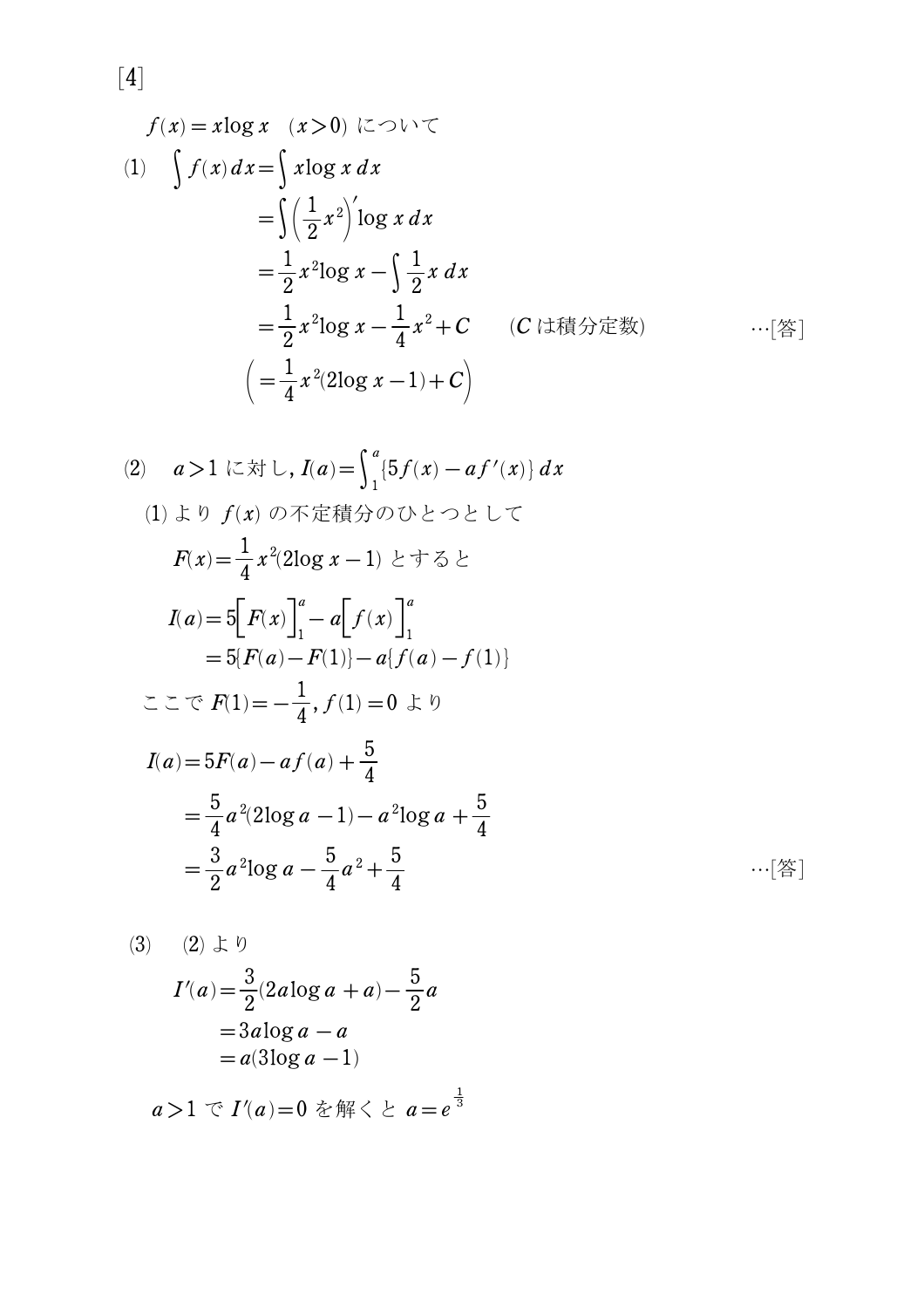[4]

$f(x)=x\log x \quad (x>0)$ について

(1) $\displaystyle \int f(x)\,dx=\int x\log x\,dx$

$$\begin{aligned}
&=\int\left(\frac{1}{2}x^2\right)'\log x\,dx\\
&=\frac{1}{2}x^2\log x-\int\frac{1}{2}x\,dx\\
&=\frac{1}{2}x^2\log x-\frac{1}{4}x^2+C \qquad (C\text{ は積分定数})
\end{aligned}$$

…[答]

$$\left(=\frac{1}{4}x^2(2\log x-1)+C\right)$$

(2) $a>1$ に対し, $\displaystyle I(a)=\int_1^a\{5f(x)-af'(x)\}\,dx$

(1) より $f(x)$ の不定積分のひとつとして

$F(x)=\dfrac{1}{4}x^2(2\log x-1)$ とすると

$$\begin{aligned}
I(a)&=5\Big[F(x)\Big]_1^a-a\Big[f(x)\Big]_1^a\\
&=5\{F(a)-F(1)\}-a\{f(a)-f(1)\}
\end{aligned}$$

ここで $F(1)=-\dfrac{1}{4}$, $f(1)=0$ より

$$\begin{aligned}
I(a)&=5F(a)-af(a)+\frac{5}{4}\\
&=\frac{5}{4}a^2(2\log a-1)-a^2\log a+\frac{5}{4}\\
&=\frac{3}{2}a^2\log a-\frac{5}{4}a^2+\frac{5}{4}
\end{aligned}$$

…[答]

(3) (2) より

$$\begin{aligned}
I'(a)&=\frac{3}{2}(2a\log a+a)-\frac{5}{2}a\\
&=3a\log a-a\\
&=a(3\log a-1)
\end{aligned}$$

$a>1$ で $I'(a)=0$ を解くと $a=e^{\frac{1}{3}}$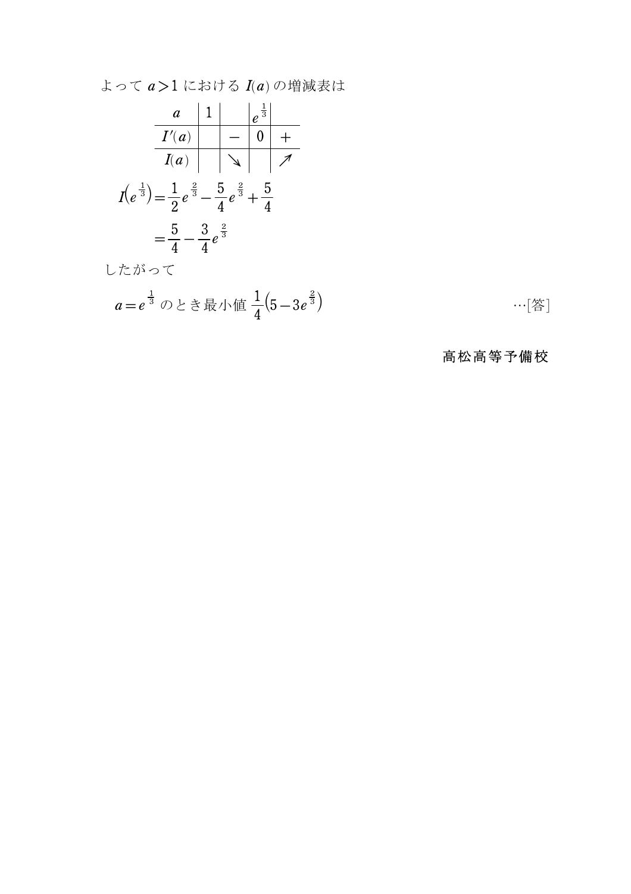よって $a>1$ における $I(a)$ の増減表は

| $a$ | 1 | | $e^{\frac{1}{3}}$ | |
|---|---|---|---|---|
| $I'(a)$ | | $-$ | 0 | $+$ |
| $I(a)$ | | ↘ | | ↗ |

$$I\left(e^{\frac{1}{3}}\right)=\frac{1}{2}e^{\frac{2}{3}}-\frac{5}{4}e^{\frac{2}{3}}+\frac{5}{4}$$
$$=\frac{5}{4}-\frac{3}{4}e^{\frac{2}{3}}$$

したがって

$a=e^{\frac{1}{3}}$ のとき最小値 $\dfrac{1}{4}\left(5-3e^{\frac{2}{3}}\right)$ …[答]

**高松高等予備校**